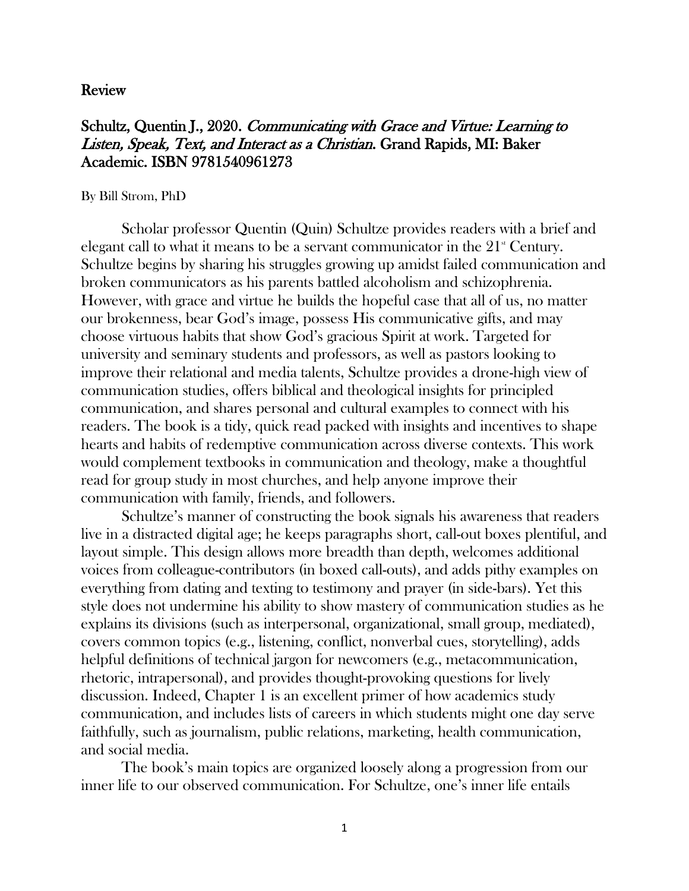## Review

## Schultz, Quentin J., 2020. *Communicating with Grace and Virtue: Learning to Listen, Speak, Text, and Interact as a Christian.* Grand Rapids, MI: Baker Academic. ISBN 9781540961273

By Bill Strom, PhD

Scholar professor Quentin (Quin) Schultze provides readers with a brief and elegant call to what it means to be a servant communicator in the 21st Century. Schultze begins by sharing his struggles growing up amidst failed communication and broken communicators as his parents battled alcoholism and schizophrenia. However, with grace and virtue he builds the hopeful case that all of us, no matter our brokenness, bear God's image, possess His communicative gifts, and may choose virtuous habits that show God's gracious Spirit at work. Targeted for university and seminary students and professors, as well as pastors looking to improve their relational and media talents, Schultze provides a drone-high view of communication studies, offers biblical and theological insights for principled communication, and shares personal and cultural examples to connect with his readers. The book is a tidy, quick read packed with insights and incentives to shape hearts and habits of redemptive communication across diverse contexts. This work would complement textbooks in communication and theology, make a thoughtful read for group study in most churches, and help anyone improve their communication with family, friends, and followers.

Schultze's manner of constructing the book signals his awareness that readers live in a distracted digital age; he keeps paragraphs short, call-out boxes plentiful, and layout simple. This design allows more breadth than depth, welcomes additional voices from colleague-contributors (in boxed call-outs), and adds pithy examples on everything from dating and texting to testimony and prayer (in side-bars). Yet this style does not undermine his ability to show mastery of communication studies as he explains its divisions (such as interpersonal, organizational, small group, mediated), covers common topics (e.g., listening, conflict, nonverbal cues, storytelling), adds helpful definitions of technical jargon for newcomers (e.g., metacommunication, rhetoric, intrapersonal), and provides thought-provoking questions for lively discussion. Indeed, Chapter 1 is an excellent primer of how academics study communication, and includes lists of careers in which students might one day serve faithfully, such as journalism, public relations, marketing, health communication, and social media.

The book's main topics are organized loosely along a progression from our inner life to our observed communication. For Schultze, one's inner life entails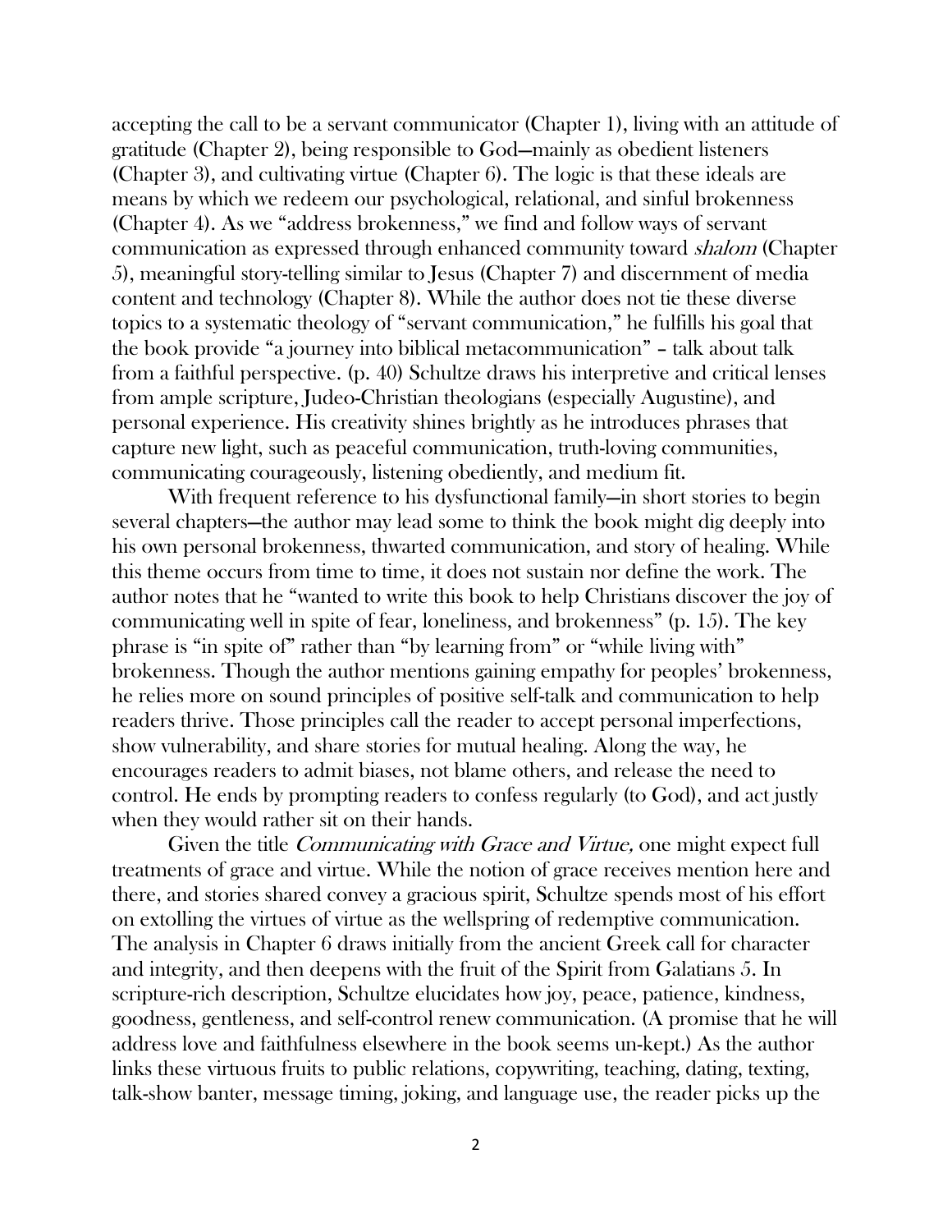accepting the call to be a servant communicator (Chapter 1), living with an attitude of gratitude (Chapter 2), being responsible to God—mainly as obedient listeners (Chapter 3), and cultivating virtue (Chapter 6). The logic is that these ideals are means by which we redeem our psychological, relational, and sinful brokenness (Chapter 4). As we "address brokenness," we find and follow ways of servant communication as expressed through enhanced community toward *shalom* (Chapter 5), meaningful story-telling similar to Jesus (Chapter 7) and discernment of media content and technology (Chapter 8). While the author does not tie these diverse topics to a systematic theology of "servant communication," he fulfills his goal that the book provide "a journey into biblical metacommunication" – talk about talk from a faithful perspective. (p. 40) Schultze draws his interpretive and critical lenses from ample scripture, Judeo-Christian theologians (especially Augustine), and personal experience. His creativity shines brightly as he introduces phrases that capture new light, such as peaceful communication, truth-loving communities, communicating courageously, listening obediently, and medium fit.

With frequent reference to his dysfunctional family—in short stories to begin several chapters—the author may lead some to think the book might dig deeply into his own personal brokenness, thwarted communication, and story of healing. While this theme occurs from time to time, it does not sustain nor define the work. The author notes that he "wanted to write this book to help Christians discover the joy of communicating well in spite of fear, loneliness, and brokenness" (p. 15). The key phrase is "in spite of" rather than "by learning from" or "while living with" brokenness. Though the author mentions gaining empathy for peoples' brokenness, he relies more on sound principles of positive self-talk and communication to help readers thrive. Those principles call the reader to accept personal imperfections, show vulnerability, and share stories for mutual healing. Along the way, he encourages readers to admit biases, not blame others, and release the need to control. He ends by prompting readers to confess regularly (to God), and act justly when they would rather sit on their hands.

Given the title *Communicating with Grace and Virtue,* one might expect full treatments of grace and virtue. While the notion of grace receives mention here and there, and stories shared convey a gracious spirit, Schultze spends most of his effort on extolling the virtues of virtue as the wellspring of redemptive communication. The analysis in Chapter 6 draws initially from the ancient Greek call for character and integrity, and then deepens with the fruit of the Spirit from Galatians 5. In scripture-rich description, Schultze elucidates how joy, peace, patience, kindness, goodness, gentleness, and self-control renew communication. (A promise that he will address love and faithfulness elsewhere in the book seems un-kept.) As the author links these virtuous fruits to public relations, copywriting, teaching, dating, texting, talk-show banter, message timing, joking, and language use, the reader picks up the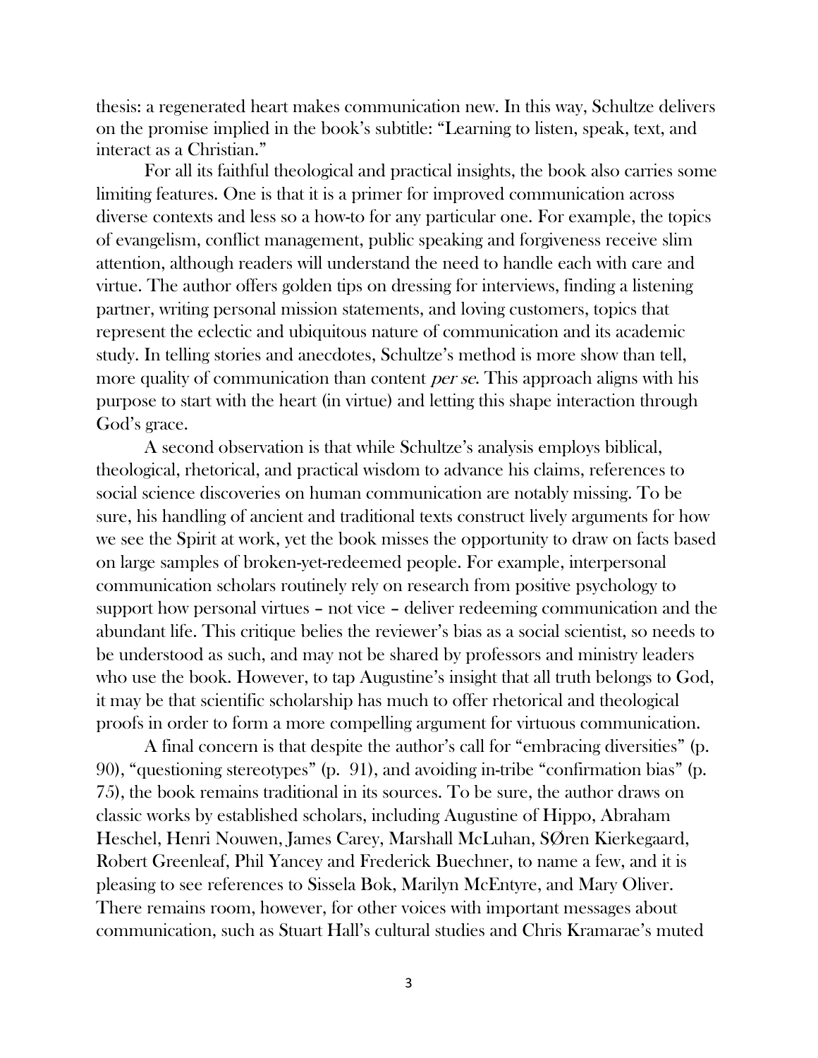thesis: a regenerated heart makes communication new. In this way, Schultze delivers on the promise implied in the book's subtitle: "Learning to listen, speak, text, and interact as a Christian."

For all its faithful theological and practical insights, the book also carries some limiting features. One is that it is a primer for improved communication across diverse contexts and less so a how-to for any particular one. For example, the topics of evangelism, conflict management, public speaking and forgiveness receive slim attention, although readers will understand the need to handle each with care and virtue. The author offers golden tips on dressing for interviews, finding a listening partner, writing personal mission statements, and loving customers, topics that represent the eclectic and ubiquitous nature of communication and its academic study. In telling stories and anecdotes, Schultze's method is more show than tell, more quality of communication than content *per se*. This approach aligns with his purpose to start with the heart (in virtue) and letting this shape interaction through God's grace.

A second observation is that while Schultze's analysis employs biblical, theological, rhetorical, and practical wisdom to advance his claims, references to social science discoveries on human communication are notably missing. To be sure, his handling of ancient and traditional texts construct lively arguments for how we see the Spirit at work, yet the book misses the opportunity to draw on facts based on large samples of broken-yet-redeemed people. For example, interpersonal communication scholars routinely rely on research from positive psychology to support how personal virtues – not vice – deliver redeeming communication and the abundant life. This critique belies the reviewer's bias as a social scientist, so needs to be understood as such, and may not be shared by professors and ministry leaders who use the book. However, to tap Augustine's insight that all truth belongs to God, it may be that scientific scholarship has much to offer rhetorical and theological proofs in order to form a more compelling argument for virtuous communication.

A final concern is that despite the author's call for "embracing diversities" (p. 90), "questioning stereotypes" (p. 91), and avoiding in-tribe "confirmation bias" (p. 75), the book remains traditional in its sources. To be sure, the author draws on classic works by established scholars, including Augustine of Hippo, Abraham Heschel, Henri Nouwen, James Carey, Marshall McLuhan, SØren Kierkegaard, Robert Greenleaf, Phil Yancey and Frederick Buechner, to name a few, and it is pleasing to see references to Sissela Bok, Marilyn McEntyre, and Mary Oliver. There remains room, however, for other voices with important messages about communication, such as Stuart Hall's cultural studies and Chris Kramarae's muted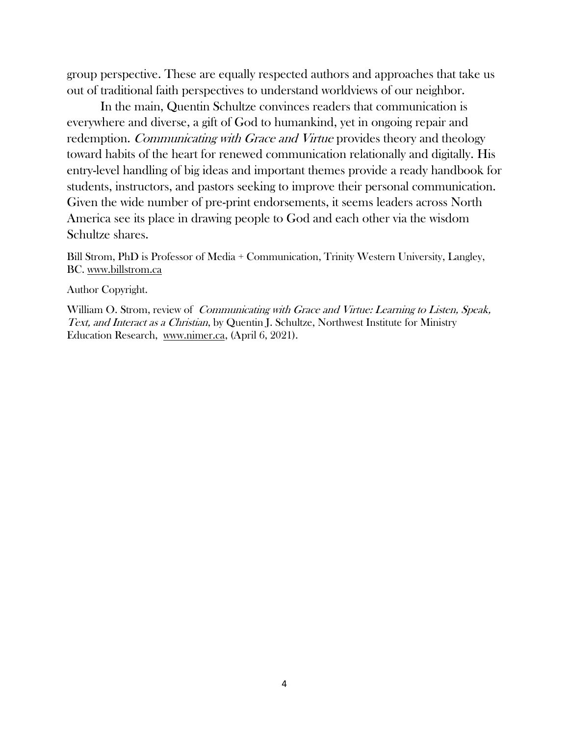group perspective. These are equally respected authors and approaches that take us out of traditional faith perspectives to understand worldviews of our neighbor.

In the main, Quentin Schultze convinces readers that communication is everywhere and diverse, a gift of God to humankind, yet in ongoing repair and redemption. *Communicating with Grace and Virtue* provides theory and theology toward habits of the heart for renewed communication relationally and digitally. His entry-level handling of big ideas and important themes provide a ready handbook for students, instructors, and pastors seeking to improve their personal communication. Given the wide number of pre-print endorsements, it seems leaders across North America see its place in drawing people to God and each other via the wisdom Schultze shares.

Bill Strom, PhD is Professor of Media + Communication, Trinity Western University, Langley, BC. www.billstrom.ca

Author Copyright.

William O. Strom, review of *Communicating with Grace and Virtue: Learning to Listen, Speak, Text, and Interact as a Christian*, by Quentin J. Schultze, Northwest Institute for Ministry Education Research, www.nimer.ca, (April 6, 2021).